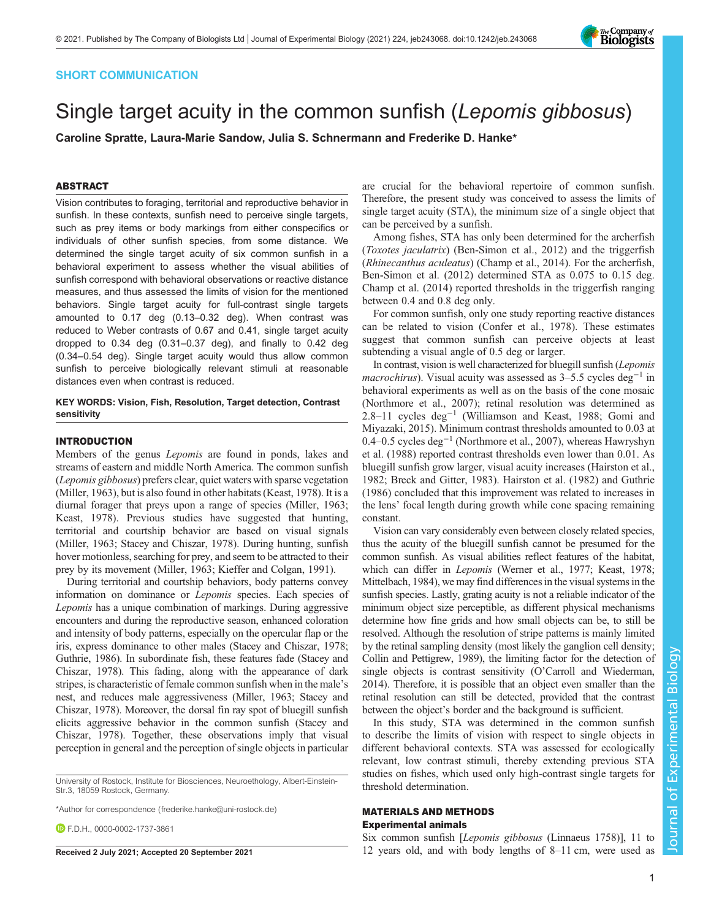SHORT COMMUNICATION

# Single target acuity in the common sunfish (*Lepomis gibbosus*)

**Caroline Spratte, Laura-Marie Sandow, Julia S. Schnermann and Frederike D. Hanke***

## ABSTRACT

Vision contributes to foraging, territorial and reproductive behavior in sunfish. In these contexts, sunfish need to perceive single targets, such as prey items or body markings from either conspecifics or individuals of other sunfish species, from some distance. We determined the single target acuity of six common sunfish in a behavioral experiment to assess whether the visual abilities of sunfish correspond with behavioral observations or reactive distance measures, and thus assessed the limits of vision for the mentioned behaviors. Single target acuity for full-contrast single targets amounted to 0.17 deg (0.13–0.32 deg). When contrast was reduced to Weber contrasts of 0.67 and 0.41, single target acuity dropped to 0.34 deg (0.31–0.37 deg), and finally to 0.42 deg (0.34–0.54 deg). Single target acuity would thus allow common sunfish to perceive biologically relevant stimuli at reasonable distances even when contrast is reduced.

**KEY WORDS: Vision, Fish, Resolution, Target detection, Contrast sensitivity**

## INTRODUCTION

Members of the genus *Lepomis* are found in ponds, lakes and streams of eastern and middle North America. The common sunfish (*Lepomis gibbosus*) prefers clear, quiet waters with sparse vegetation (Miller, 1963), but is also found in other habitats (Keast, 1978). It is a diurnal forager that preys upon a range of species (Miller, 1963; Keast, 1978). Previous studies have suggested that hunting, territorial and courtship behavior are based on visual signals (Miller, 1963; Stacey and Chiszar, 1978). During hunting, sunfish hover motionless, searching for prey, and seem to be attracted to their prey by its movement (Miller, 1963; Kieffer and Colgan, 1991).

During territorial and courtship behaviors, body patterns convey information on dominance or *Lepomis* species. Each species of *Lepomis* has a unique combination of markings. During aggressive encounters and during the reproductive season, enhanced coloration and intensity of body patterns, especially on the opercular flap or the iris, express dominance to other males (Stacey and Chiszar, 1978; Guthrie, 1986). In subordinate fish, these features fade (Stacey and Chiszar, 1978). This fading, along with the appearance of dark stripes, is characteristic of female common sunfish when in the male's nest, and reduces male aggressiveness (Miller, 1963; Stacey and Chiszar, 1978). Moreover, the dorsal fin ray spot of bluegill sunfish elicits aggressive behavior in the common sunfish (Stacey and Chiszar, 1978). Together, these observations imply that visual perception in general and the perception of single objects in particular are crucial for the behavioral repertoire of common sunfish. Therefore, the present study was conceived to assess the limits of single target acuity (STA), the minimum size of a single object that can be perceived by a sunfish.

Among fishes, STA has only been determined for the archerfish (*Toxotes jaculatrix*) (Ben-Simon et al., 2012) and the triggerfish (*Rhinecanthus aculeatus*) (Champ et al., 2014). For the archerfish, Ben-Simon et al. (2012) determined STA as 0.075 to 0.15 deg. Champ et al. (2014) reported thresholds in the triggerfish ranging between 0.4 and 0.8 deg only.

For common sunfish, only one study reporting reactive distances can be related to vision (Confer et al., 1978). These estimates suggest that common sunfish can perceive objects at least subtending a visual angle of 0.5 deg or larger.

In contrast, vision is well characterized for bluegill sunfish (*Lepomis macrochirus*). Visual acuity was assessed as 3–5.5 cycles deg$^{-1}$ in behavioral experiments as well as on the basis of the cone mosaic (Northmore et al., 2007); retinal resolution was determined as 2.8–11 cycles deg$^{-1}$ (Williamson and Keast, 1988; Gomi and Miyazaki, 2015). Minimum contrast thresholds amounted to 0.03 at 0.4–0.5 cycles deg$^{-1}$ (Northmore et al., 2007), whereas Hawryshyn et al. (1988) reported contrast thresholds even lower than 0.01. As bluegill sunfish grow larger, visual acuity increases (Hairston et al., 1982; Breck and Gitter, 1983). Hairston et al. (1982) and Guthrie (1986) concluded that this improvement was related to increases in the lens' focal length during growth while cone spacing remaining constant.

Vision can vary considerably even between closely related species, thus the acuity of the bluegill sunfish cannot be presumed for the common sunfish. As visual abilities reflect features of the habitat, which can differ in *Lepomis* (Werner et al., 1977; Keast, 1978; Mittelbach, 1984), we may find differences in the visual systems in the sunfish species. Lastly, grating acuity is not a reliable indicator of the minimum object size perceptible, as different physical mechanisms determine how fine grids and how small objects can be, to still be resolved. Although the resolution of stripe patterns is mainly limited by the retinal sampling density (most likely the ganglion cell density; Collin and Pettigrew, 1989), the limiting factor for the detection of single objects is contrast sensitivity (O'Carroll and Wiederman, 2014). Therefore, it is possible that an object even smaller than the retinal resolution can still be detected, provided that the contrast between the object's border and the background is sufficient.

In this study, STA was determined in the common sunfish to describe the limits of vision with respect to single objects in different behavioral contexts. STA was assessed for ecologically relevant, low contrast stimuli, thereby extending previous STA studies on fishes, which used only high-contrast single targets for threshold determination.

## MATERIALS AND METHODS

### Experimental animals

Six common sunfish [*Lepomis gibbosus* (Linnaeus 1758)], 11 to 12 years old, and with body lengths of 8–11 cm, were used as

University of Rostock, Institute for Biosciences, Neuroethology, Albert-Einstein-Str.3, 18059 Rostock, Germany.

*Author for correspondence (frederike.hanke@uni-rostock.de)

F.D.H., 0000-0002-1737-3861

Received 2 July 2021; Accepted 20 September 2021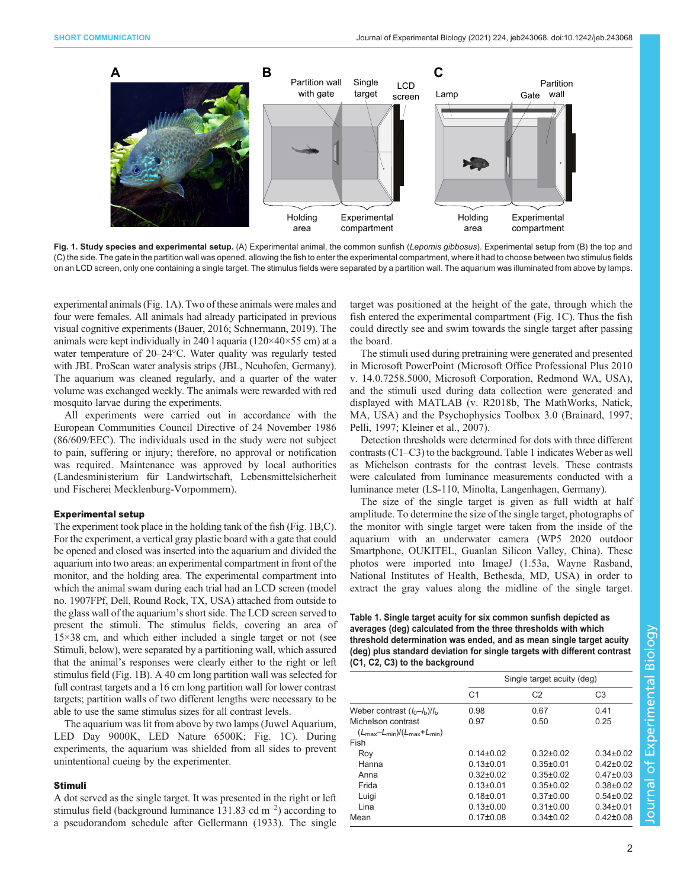**Fig. 1. Study species and experimental setup.** (A) Experimental animal, the common sunfish (*Lepomis gibbosus*). Experimental setup from (B) the top and (C) the side. The gate in the partition wall was opened, allowing the fish to enter the experimental compartment, where it had to choose between two stimulus fields on an LCD screen, only one containing a single target. The stimulus fields were separated by a partition wall. The aquarium was illuminated from above by lamps.

experimental animals (Fig. 1A). Two of these animals were males and four were females. All animals had already participated in previous visual cognitive experiments (Bauer, 2016; Schnermann, 2019). The animals were kept individually in 240 l aquaria (120×40×55 cm) at a water temperature of 20–24°C. Water quality was regularly tested with JBL ProScan water analysis strips (JBL, Neuhofen, Germany). The aquarium was cleaned regularly, and a quarter of the water volume was exchanged weekly. The animals were rewarded with red mosquito larvae during the experiments.

All experiments were carried out in accordance with the European Communities Council Directive of 24 November 1986 (86/609/EEC). The individuals used in the study were not subject to pain, suffering or injury; therefore, no approval or notification was required. Maintenance was approved by local authorities (Landesministerium für Landwirtschaft, Lebensmittelsicherheit und Fischerei Mecklenburg-Vorpommern).

## Experimental setup

The experiment took place in the holding tank of the fish (Fig. 1B,C). For the experiment, a vertical gray plastic board with a gate that could be opened and closed was inserted into the aquarium and divided the aquarium into two areas: an experimental compartment in front of the monitor, and the holding area. The experimental compartment into which the animal swam during each trial had an LCD screen (model no. 1907FPf, Dell, Round Rock, TX, USA) attached from outside to the glass wall of the aquarium's short side. The LCD screen served to present the stimuli. The stimulus fields, covering an area of 15×38 cm, and which either included a single target or not (see Stimuli, below), were separated by a partitioning wall, which assured that the animal's responses were clearly either to the right or left stimulus field (Fig. 1B). A 40 cm long partition wall was selected for full contrast targets and a 16 cm long partition wall for lower contrast targets; partition walls of two different lengths were necessary to be able to use the same stimulus sizes for all contrast levels.

The aquarium was lit from above by two lamps (Juwel Aquarium, LED Day 9000K, LED Nature 6500K; Fig. 1C). During experiments, the aquarium was shielded from all sides to prevent unintentional cueing by the experimenter.

## Stimuli

A dot served as the single target. It was presented in the right or left stimulus field (background luminance 131.83 cd m$^{-2}$) according to a pseudorandom schedule after Gellermann (1933). The single target was positioned at the height of the gate, through which the fish entered the experimental compartment (Fig. 1C). Thus the fish could directly see and swim towards the single target after passing the board.

The stimuli used during pretraining were generated and presented in Microsoft PowerPoint (Microsoft Office Professional Plus 2010 v. 14.0.7258.5000, Microsoft Corporation, Redmond WA, USA), and the stimuli used during data collection were generated and displayed with MATLAB (v. R2018b, The MathWorks, Natick, MA, USA) and the Psychophysics Toolbox 3.0 (Brainard, 1997; Pelli, 1997; Kleiner et al., 2007).

Detection thresholds were determined for dots with three different contrasts (C1–C3) to the background. Table 1 indicates Weber as well as Michelson contrasts for the contrast levels. These contrasts were calculated from luminance measurements conducted with a luminance meter (LS-110, Minolta, Langenhagen, Germany).

The size of the single target is given as full width at half amplitude. To determine the size of the single target, photographs of the monitor with single target were taken from the inside of the aquarium with an underwater camera (WP5 2020 outdoor Smartphone, OUKITEL, Guanlan Silicon Valley, China). These photos were imported into ImageJ (1.53a, Wayne Rasband, National Institutes of Health, Bethesda, MD, USA) in order to extract the gray values along the midline of the single target.

**Table 1. Single target acuity for six common sunfish depicted as averages (deg) calculated from the three thresholds with which threshold determination was ended, and as mean single target acuity (deg) plus standard deviation for single targets with different contrast (C1, C2, C3) to the background**

| | Single target acuity (deg) | | |
|---|---|---|---|
| | C1 | C2 | C3 |
| Weber contrast $(I_0-I_b)/I_b$ | 0.98 | 0.67 | 0.41 |
| Michelson contrast $(L_{max}-L_{min})/(L_{max}+L_{min})$ | 0.97 | 0.50 | 0.25 |
| Fish | | | |
| Roy | 0.14±0.02 | 0.32±0.02 | 0.34±0.02 |
| Hanna | 0.13±0.01 | 0.35±0.01 | 0.42±0.02 |
| Anna | 0.32±0.02 | 0.35±0.02 | 0.47±0.03 |
| Frida | 0.13±0.01 | 0.35±0.02 | 0.38±0.02 |
| Luigi | 0.18±0.01 | 0.37±0.00 | 0.54±0.02 |
| Lina | 0.13±0.00 | 0.31±0.00 | 0.34±0.01 |
| Mean | 0.17±0.08 | 0.34±0.02 | 0.42±0.08 |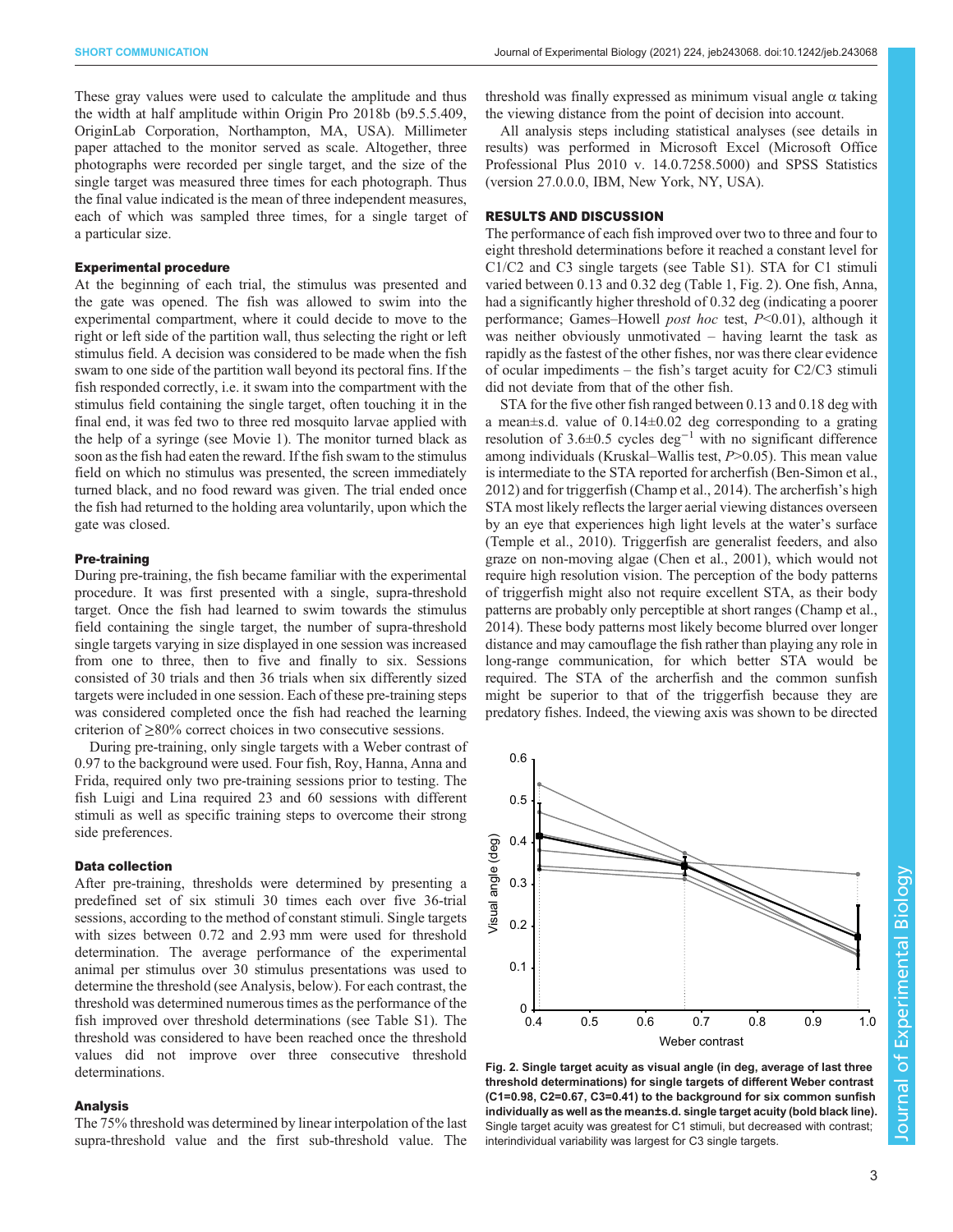These gray values were used to calculate the amplitude and thus the width at half amplitude within Origin Pro 2018b (b9.5.5.409, OriginLab Corporation, Northampton, MA, USA). Millimeter paper attached to the monitor served as scale. Altogether, three photographs were recorded per single target, and the size of the single target was measured three times for each photograph. Thus the final value indicated is the mean of three independent measures, each of which was sampled three times, for a single target of a particular size.

#### Experimental procedure

At the beginning of each trial, the stimulus was presented and the gate was opened. The fish was allowed to swim into the experimental compartment, where it could decide to move to the right or left side of the partition wall, thus selecting the right or left stimulus field. A decision was considered to be made when the fish swam to one side of the partition wall beyond its pectoral fins. If the fish responded correctly, i.e. it swam into the compartment with the stimulus field containing the single target, often touching it in the final end, it was fed two to three red mosquito larvae applied with the help of a syringe (see Movie 1). The monitor turned black as soon as the fish had eaten the reward. If the fish swam to the stimulus field on which no stimulus was presented, the screen immediately turned black, and no food reward was given. The trial ended once the fish had returned to the holding area voluntarily, upon which the gate was closed.

#### Pre-training

During pre-training, the fish became familiar with the experimental procedure. It was first presented with a single, supra-threshold target. Once the fish had learned to swim towards the stimulus field containing the single target, the number of supra-threshold single targets varying in size displayed in one session was increased from one to three, then to five and finally to six. Sessions consisted of 30 trials and then 36 trials when six differently sized targets were included in one session. Each of these pre-training steps was considered completed once the fish had reached the learning criterion of ≥80% correct choices in two consecutive sessions.

During pre-training, only single targets with a Weber contrast of 0.97 to the background were used. Four fish, Roy, Hanna, Anna and Frida, required only two pre-training sessions prior to testing. The fish Luigi and Lina required 23 and 60 sessions with different stimuli as well as specific training steps to overcome their strong side preferences.

#### Data collection

After pre-training, thresholds were determined by presenting a predefined set of six stimuli 30 times each over five 36-trial sessions, according to the method of constant stimuli. Single targets with sizes between 0.72 and 2.93 mm were used for threshold determination. The average performance of the experimental animal per stimulus over 30 stimulus presentations was used to determine the threshold (see Analysis, below). For each contrast, the threshold was determined numerous times as the performance of the fish improved over threshold determinations (see Table S1). The threshold was considered to have been reached once the threshold values did not improve over three consecutive threshold determinations.

#### Analysis

The 75% threshold was determined by linear interpolation of the last supra-threshold value and the first sub-threshold value. The threshold was finally expressed as minimum visual angle $\alpha$ taking the viewing distance from the point of decision into account.

All analysis steps including statistical analyses (see details in results) was performed in Microsoft Excel (Microsoft Office Professional Plus 2010 v. 14.0.7258.5000) and SPSS Statistics (version 27.0.0.0, IBM, New York, NY, USA).

## RESULTS AND DISCUSSION

The performance of each fish improved over two to three and four to eight threshold determinations before it reached a constant level for C1/C2 and C3 single targets (see Table S1). STA for C1 stimuli varied between 0.13 and 0.32 deg (Table 1, Fig. 2). One fish, Anna, had a significantly higher threshold of 0.32 deg (indicating a poorer performance; Games–Howell *post hoc* test, $P<0.01$), although it was neither obviously unmotivated – having learnt the task as rapidly as the fastest of the other fishes, nor was there clear evidence of ocular impediments – the fish's target acuity for C2/C3 stimuli did not deviate from that of the other fish.

STA for the five other fish ranged between 0.13 and 0.18 deg with a mean±s.d. value of 0.14±0.02 deg corresponding to a grating resolution of 3.6±0.5 cycles deg$^{-1}$ with no significant difference among individuals (Kruskal–Wallis test, $P>0.05$). This mean value is intermediate to the STA reported for archerfish (Ben-Simon et al., 2012) and for triggerfish (Champ et al., 2014). The archerfish's high STA most likely reflects the larger aerial viewing distances overseen by an eye that experiences high light levels at the water's surface (Temple et al., 2010). Triggerfish are generalist feeders, and also graze on non-moving algae (Chen et al., 2001), which would not require high resolution vision. The perception of the body patterns of triggerfish might also not require excellent STA, as their body patterns are probably only perceptible at short ranges (Champ et al., 2014). These body patterns most likely become blurred over longer distance and may camouflage the fish rather than playing any role in long-range communication, for which better STA would be required. The STA of the archerfish and the common sunfish might be superior to that of the triggerfish because they are predatory fishes. Indeed, the viewing axis was shown to be directed

**Fig. 2. Single target acuity as visual angle (in deg, average of last three threshold determinations) for single targets of different Weber contrast (C1=0.98, C2=0.67, C3=0.41) to the background for six common sunfish individually as well as the mean±s.d. single target acuity (bold black line).** Single target acuity was greatest for C1 stimuli, but decreased with contrast; interindividual variability was largest for C3 single targets.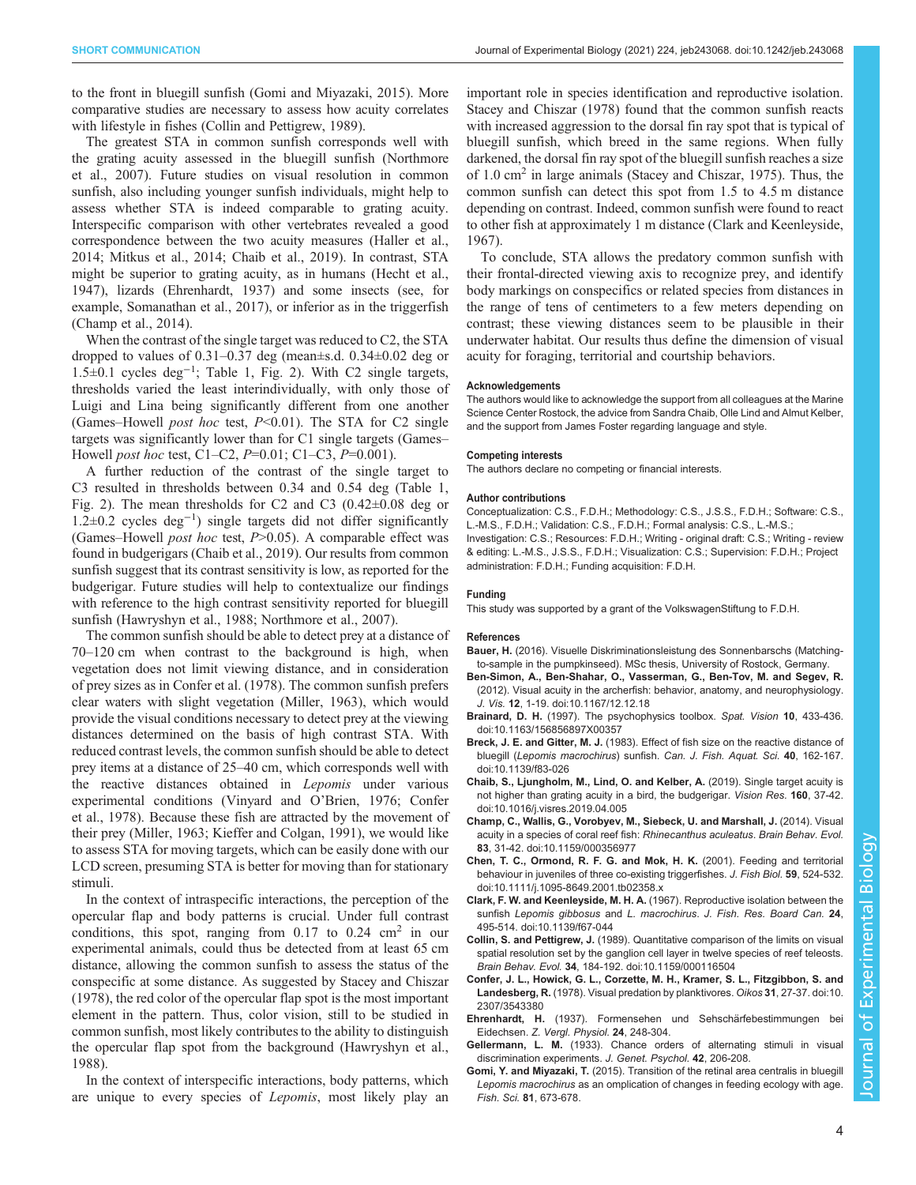to the front in bluegill sunfish (Gomi and Miyazaki, 2015). More comparative studies are necessary to assess how acuity correlates with lifestyle in fishes (Collin and Pettigrew, 1989).

The greatest STA in common sunfish corresponds well with the grating acuity assessed in the bluegill sunfish (Northmore et al., 2007). Future studies on visual resolution in common sunfish, also including younger sunfish individuals, might help to assess whether STA is indeed comparable to grating acuity. Interspecific comparison with other vertebrates revealed a good correspondence between the two acuity measures (Haller et al., 2014; Mitkus et al., 2014; Chaib et al., 2019). In contrast, STA might be superior to grating acuity, as in humans (Hecht et al., 1947), lizards (Ehrenhardt, 1937) and some insects (see, for example, Somanathan et al., 2017), or inferior as in the triggerfish (Champ et al., 2014).

When the contrast of the single target was reduced to C2, the STA dropped to values of 0.31–0.37 deg (mean±s.d. 0.34±0.02 deg or 1.5±0.1 cycles deg$^{-1}$; Table 1, Fig. 2). With C2 single targets, thresholds varied the least interindividually, with only those of Luigi and Lina being significantly different from one another (Games–Howell *post hoc* test, $P<0.01$). The STA for C2 single targets was significantly lower than for C1 single targets (Games–Howell *post hoc* test, C1–C2, $P=0.01$; C1–C3, $P=0.001$).

A further reduction of the contrast of the single target to C3 resulted in thresholds between 0.34 and 0.54 deg (Table 1, Fig. 2). The mean thresholds for C2 and C3 (0.42±0.08 deg or 1.2±0.2 cycles deg$^{-1}$) single targets did not differ significantly (Games–Howell *post hoc* test, $P>0.05$). A comparable effect was found in budgerigars (Chaib et al., 2019). Our results from common sunfish suggest that its contrast sensitivity is low, as reported for the budgerigar. Future studies will help to contextualize our findings with reference to the high contrast sensitivity reported for bluegill sunfish (Hawryshyn et al., 1988; Northmore et al., 2007).

The common sunfish should be able to detect prey at a distance of 70–120 cm when contrast to the background is high, when vegetation does not limit viewing distance, and in consideration of prey sizes as in Confer et al. (1978). The common sunfish prefers clear waters with slight vegetation (Miller, 1963), which would provide the visual conditions necessary to detect prey at the viewing distances determined on the basis of high contrast STA. With reduced contrast levels, the common sunfish should be able to detect prey items at a distance of 25–40 cm, which corresponds well with the reactive distances obtained in *Lepomis* under various experimental conditions (Vinyard and O'Brien, 1976; Confer et al., 1978). Because these fish are attracted by the movement of their prey (Miller, 1963; Kieffer and Colgan, 1991), we would like to assess STA for moving targets, which can be easily done with our LCD screen, presuming STA is better for moving than for stationary stimuli.

In the context of intraspecific interactions, the perception of the opercular flap and body patterns is crucial. Under full contrast conditions, this spot, ranging from 0.17 to 0.24 cm$^2$ in our experimental animals, could thus be detected from at least 65 cm distance, allowing the common sunfish to assess the status of the conspecific at some distance. As suggested by Stacey and Chiszar (1978), the red color of the opercular flap spot is the most important element in the pattern. Thus, color vision, still to be studied in common sunfish, most likely contributes to the ability to distinguish the opercular flap spot from the background (Hawryshyn et al., 1988).

In the context of interspecific interactions, body patterns, which are unique to every species of *Lepomis*, most likely play an important role in species identification and reproductive isolation. Stacey and Chiszar (1978) found that the common sunfish reacts with increased aggression to the dorsal fin ray spot that is typical of bluegill sunfish, which breed in the same regions. When fully darkened, the dorsal fin ray spot of the bluegill sunfish reaches a size of 1.0 cm$^2$ in large animals (Stacey and Chiszar, 1975). Thus, the common sunfish can detect this spot from 1.5 to 4.5 m distance depending on contrast. Indeed, common sunfish were found to react to other fish at approximately 1 m distance (Clark and Keenleyside, 1967).

To conclude, STA allows the predatory common sunfish with their frontal-directed viewing axis to recognize prey, and identify body markings on conspecifics or related species from distances in the range of tens of centimeters to a few meters depending on contrast; these viewing distances seem to be plausible in their underwater habitat. Our results thus define the dimension of visual acuity for foraging, territorial and courtship behaviors.

#### Acknowledgements
The authors would like to acknowledge the support from all colleagues at the Marine Science Center Rostock, the advice from Sandra Chaib, Olle Lind and Almut Kelber, and the support from James Foster regarding language and style.

#### Competing interests
The authors declare no competing or financial interests.

#### Author contributions
Conceptualization: C.S., F.D.H.; Methodology: C.S., J.S.S., F.D.H.; Software: C.S., L.-M.S., F.D.H.; Validation: C.S., F.D.H.; Formal analysis: C.S., L.-M.S.; Investigation: C.S.; Resources: F.D.H.; Writing - original draft: C.S.; Writing - review & editing: L.-M.S., J.S.S., F.D.H.; Visualization: C.S.; Supervision: F.D.H.; Project administration: F.D.H.; Funding acquisition: F.D.H.

#### Funding
This study was supported by a grant of the VolkswagenStiftung to F.D.H.

#### References
**Bauer, H.** (2016). Visuelle Diskriminationsleistung des Sonnenbarschs (Matching-to-sample in the pumpkinseed). MSc thesis, University of Rostock, Germany.

**Ben-Simon, A., Ben-Shahar, O., Vasserman, G., Ben-Tov, M. and Segev, R.** (2012). Visual acuity in the archerfish: behavior, anatomy, and neurophysiology. *J. Vis.* **12**, 1-19. doi:10.1167/12.12.18

**Brainard, D. H.** (1997). The psychophysics toolbox. *Spat. Vision* **10**, 433-436. doi:10.1163/156856897X00357

**Breck, J. E. and Gitter, M. J.** (1983). Effect of fish size on the reactive distance of bluegill (*Lepomis macrochirus*) sunfish. *Can. J. Fish. Aquat. Sci.* **40**, 162-167. doi:10.1139/f83-026

**Chaib, S., Ljungholm, M., Lind, O. and Kelber, A.** (2019). Single target acuity is not higher than grating acuity in a bird, the budgerigar. *Vision Res.* **160**, 37-42. doi:10.1016/j.visres.2019.04.005

**Champ, C., Wallis, G., Vorobyev, M., Siebeck, U. and Marshall, J.** (2014). Visual acuity in a species of coral reef fish: *Rhinecanthus aculeatus*. *Brain Behav. Evol.* **83**, 31-42. doi:10.1159/000356977

**Chen, T. C., Ormond, R. F. G. and Mok, H. K.** (2001). Feeding and territorial behaviour in juveniles of three co-existing triggerfishes. *J. Fish Biol.* **59**, 524-532. doi:10.1111/j.1095-8649.2001.tb02358.x

**Clark, F. W. and Keenleyside, M. H. A.** (1967). Reproductive isolation between the sunfish *Lepomis gibbosus* and *L. macrochirus*. *J. Fish. Res. Board Can.* **24**, 495-514. doi:10.1139/f67-044

**Collin, S. and Pettigrew, J.** (1989). Quantitative comparison of the limits on visual spatial resolution set by the ganglion cell layer in twelve species of reef teleosts. *Brain Behav. Evol.* **34**, 184-192. doi:10.1159/000116504

**Confer, J. L., Howick, G. L., Corzette, M. H., Kramer, S. L., Fitzgibbon, S. and Landesberg, R.** (1978). Visual predation by planktivores. *Oikos* **31**, 27-37. doi:10.2307/3543380

**Ehrenhardt, H.** (1937). Formensehen und Sehschärfebestimmungen bei Eidechsen. *Z. Vergl. Physiol.* **24**, 248-304.

**Gellermann, L. M.** (1933). Chance orders of alternating stimuli in visual discrimination experiments. *J. Genet. Psychol.* **42**, 206-208.

**Gomi, Y. and Miyazaki, T.** (2015). Transition of the retinal area centralis in bluegill *Lepomis macrochirus* as an omplication of changes in feeding ecology with age. *Fish. Sci.* **81**, 673-678.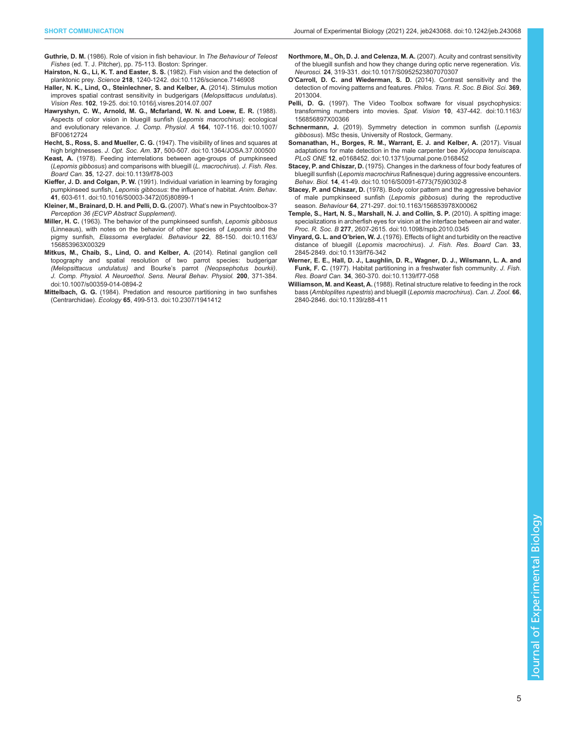**Guthrie, D. M.** (1986). Role of vision in fish behaviour. In *The Behaviour of Teleost Fishes* (ed. T. J. Pitcher), pp. 75-113. Boston: Springer.

**Hairston, N. G., Li, K. T. and Easter, S. S.** (1982). Fish vision and the detection of planktonic prey. *Science* **218**, 1240-1242. doi:10.1126/science.7146908

**Haller, N. K., Lind, O., Steinlechner, S. and Kelber, A.** (2014). Stimulus motion improves spatial contrast sensitivity in budgerigars (*Melopsittacus undulatus*). *Vision Res.* **102**, 19-25. doi:10.1016/j.visres.2014.07.007

**Hawryshyn, C. W., Arnold, M. G., Mcfarland, W. N. and Loew, E. R.** (1988). Aspects of color vision in bluegill sunfish (*Lepomis macrochirus*): ecological and evolutionary relevance. *J. Comp. Physiol. A* **164**, 107-116. doi:10.1007/BF00612724

**Hecht, S., Ross, S. and Mueller, C. G.** (1947). The visibility of lines and squares at high brightnesses. *J. Opt. Soc. Am.* **37**, 500-507. doi:10.1364/JOSA.37.000500

**Keast, A.** (1978). Feeding interrelations between age-groups of pumpkinseed (*Lepomis gibbosus*) and comparisons with bluegill (*L. macrochirus*). *J. Fish. Res. Board Can.* **35**, 12-27. doi:10.1139/f78-003

**Kieffer, J. D. and Colgan, P. W.** (1991). Individual variation in learning by foraging pumpkinseed sunfish, *Lepomis gibbosus*: the influence of habitat. *Anim. Behav.* **41**, 603-611. doi:10.1016/S0003-3472(05)80899-1

**Kleiner, M., Brainard, D. H. and Pelli, D. G.** (2007). What's new in Psychtoolbox-3? *Perception 36 (ECVP Abstract Supplement)*.

**Miller, H. C.** (1963). The behavior of the pumpkinseed sunfish, *Lepomis gibbosus* (Linneaus), with notes on the behavior of other species of *Lepomis* and the pigmy sunfish, *Elassoma evergladei*. *Behaviour* **22**, 88-150. doi:10.1163/156853963X00329

**Mitkus, M., Chaib, S., Lind, O. and Kelber, A.** (2014). Retinal ganglion cell topography and spatial resolution of two parrot species: budgerigar *(Melopsittacus undulatus)* and Bourke's parrot *(Neopsephotus bourkii)*. *J. Comp. Physiol. A Neuroethol. Sens. Neural Behav. Physiol.* **200**, 371-384. doi:10.1007/s00359-014-0894-2

**Mittelbach, G. G.** (1984). Predation and resource partitioning in two sunfishes (Centrarchidae). *Ecology* **65**, 499-513. doi:10.2307/1941412

**Northmore, M., Oh, D. J. and Celenza, M. A.** (2007). Acuity and contrast sensitivity of the bluegill sunfish and how they change during optic nerve regeneration. *Vis. Neurosci.* **24**, 319-331. doi:10.1017/S0952523807070307

**O'Carroll, D. C. and Wiederman, S. D.** (2014). Contrast sensitivity and the detection of moving patterns and features. *Philos. Trans. R. Soc. B Biol. Sci.* **369**, 2013004.

**Pelli, D. G.** (1997). The Video Toolbox software for visual psychophysics: transforming numbers into movies. *Spat. Vision* **10**, 437-442. doi:10.1163/156856897X00366

**Schnermann, J.** (2019). Symmetry detection in common sunfish (*Lepomis gibbosus*). MSc thesis, University of Rostock, Germany.

**Somanathan, H., Borges, R. M., Warrant, E. J. and Kelber, A.** (2017). Visual adaptations for mate detection in the male carpenter bee *Xylocopa tenuiscapa*. *PLoS ONE* **12**, e0168452. doi:10.1371/journal.pone.0168452

**Stacey, P. and Chiszar, D.** (1975). Changes in the darkness of four body features of bluegill sunfish (*Lepomis macrochirus* Rafinesque) during aggressive encounters. *Behav. Biol.* **14**, 41-49. doi:10.1016/S0091-6773(75)90302-8

**Stacey, P. and Chiszar, D.** (1978). Body color pattern and the aggressive behavior of male pumpkinseed sunfish (*Lepomis gibbosus*) during the reproductive season. *Behaviour* **64**, 271-297. doi:10.1163/156853978X00062

**Temple, S., Hart, N. S., Marshall, N. J. and Collin, S. P.** (2010). A spitting image: specializations in archerfish eyes for vision at the interface between air and water. *Proc. R. Soc. B* **277**, 2607-2615. doi:10.1098/rspb.2010.0345

**Vinyard, G. L. and O'brien, W. J.** (1976). Effects of light and turbidity on the reactive distance of bluegill (*Lepomis macrochirus*). *J. Fish. Res. Board Can.* **33**, 2845-2849. doi:10.1139/f76-342

**Werner, E. E., Hall, D. J., Laughlin, D. R., Wagner, D. J., Wilsmann, L. A. and Funk, F. C.** (1977). Habitat partitioning in a freshwater fish community. *J. Fish. Res. Board Can.* **34**, 360-370. doi:10.1139/f77-058

**Williamson, M. and Keast, A.** (1988). Retinal structure relative to feeding in the rock bass (*Ambloplites rupestris*) and bluegill (*Lepomis macrochirus*). *Can. J. Zool.* **66**, 2840-2846. doi:10.1139/z88-411